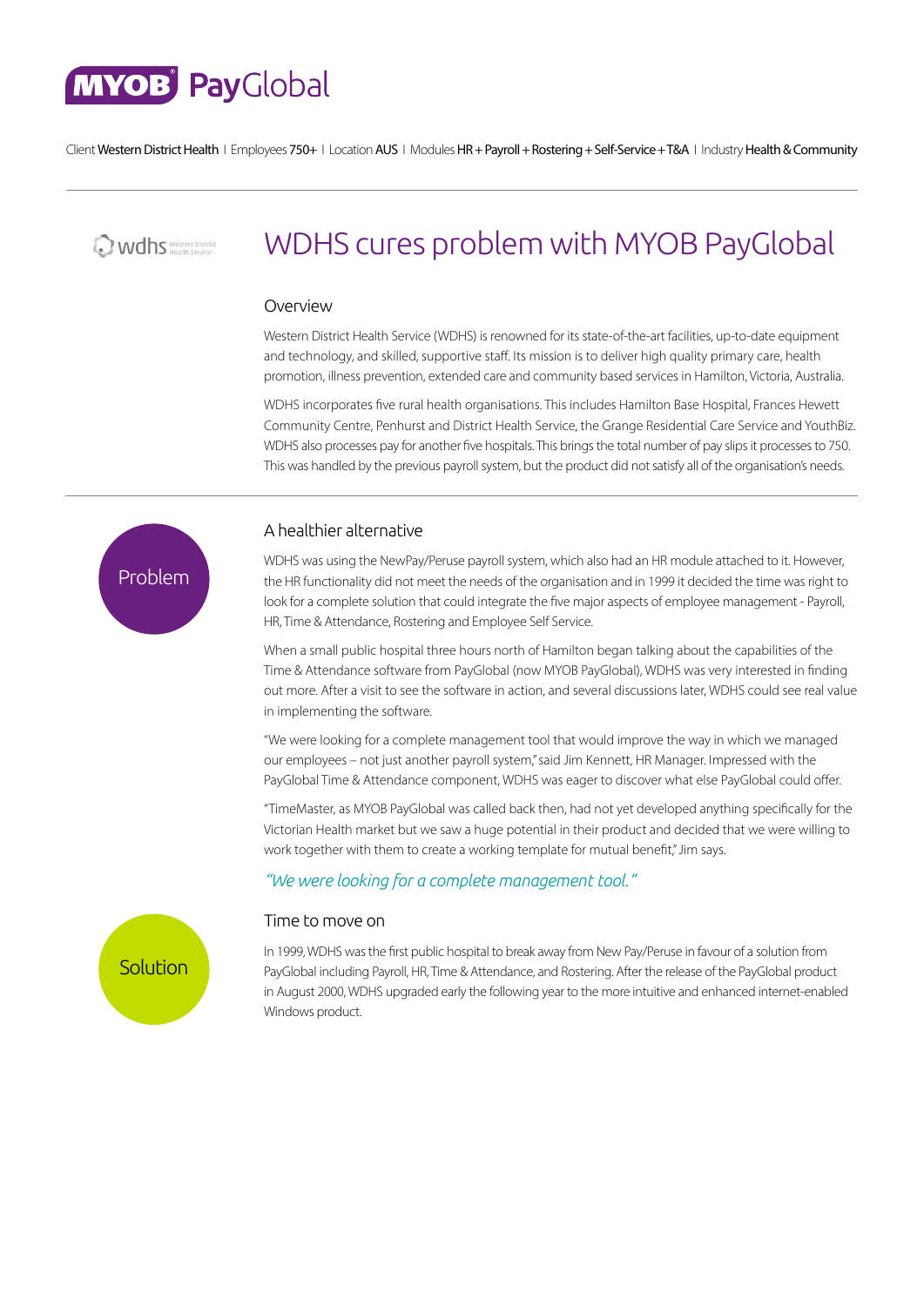MYOB PayGlobal

Client **Western District Health** | Employees **750+** | Location **AUS** | Modules **HR + Payroll + Rostering + Self-Service + T&A** | Industry **Health & Community**

wdhs Western District Health Service

# WDHS cures problem with MYOB PayGlobal

## Overview

Western District Health Service (WDHS) is renowned for its state-of-the-art facilities, up-to-date equipment and technology, and skilled, supportive staff. Its mission is to deliver high quality primary care, health promotion, illness prevention, extended care and community based services in Hamilton, Victoria, Australia.

WDHS incorporates five rural health organisations. This includes Hamilton Base Hospital, Frances Hewett Community Centre, Penhurst and District Health Service, the Grange Residential Care Service and YouthBiz. WDHS also processes pay for another five hospitals. This brings the total number of pay slips it processes to 750. This was handled by the previous payroll system, but the product did not satisfy all of the organisation's needs.

**Problem**

## A healthier alternative

WDHS was using the NewPay/Peruse payroll system, which also had an HR module attached to it. However, the HR functionality did not meet the needs of the organisation and in 1999 it decided the time was right to look for a complete solution that could integrate the five major aspects of employee management - Payroll, HR, Time & Attendance, Rostering and Employee Self Service.

When a small public hospital three hours north of Hamilton began talking about the capabilities of the Time & Attendance software from PayGlobal (now MYOB PayGlobal), WDHS was very interested in finding out more. After a visit to see the software in action, and several discussions later, WDHS could see real value in implementing the software.

"We were looking for a complete management tool that would improve the way in which we managed our employees – not just another payroll system," said Jim Kennett, HR Manager. Impressed with the PayGlobal Time & Attendance component, WDHS was eager to discover what else PayGlobal could offer.

"TimeMaster, as MYOB PayGlobal was called back then, had not yet developed anything specifically for the Victorian Health market but we saw a huge potential in their product and decided that we were willing to work together with them to create a working template for mutual benefit," Jim says.

*"We were looking for a complete management tool."*

**Solution**

## Time to move on

In 1999, WDHS was the first public hospital to break away from New Pay/Peruse in favour of a solution from PayGlobal including Payroll, HR, Time & Attendance, and Rostering. After the release of the PayGlobal product in August 2000, WDHS upgraded early the following year to the more intuitive and enhanced internet-enabled Windows product.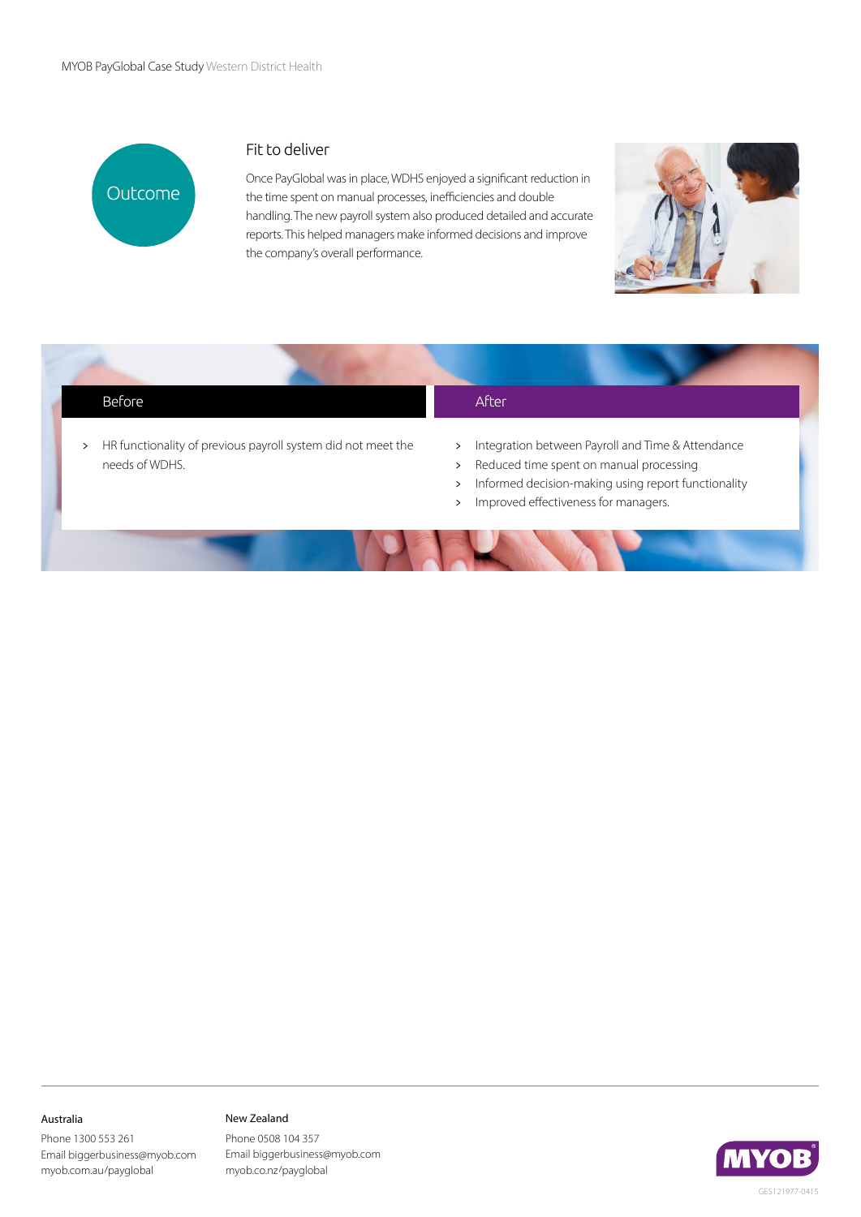## Outcome

### Fit to deliver

Once PayGlobal was in place, WDHS enjoyed a significant reduction in the time spent on manual processes, inefficiencies and double handling. The new payroll system also produced detailed and accurate reports. This helped managers make informed decisions and improve the company's overall performance.

| Before | After |
| --- | --- |
| > HR functionality of previous payroll system did not meet the needs of WDHS. | > Integration between Payroll and Time & Attendance<br>> Reduced time spent on manual processing<br>> Informed decision-making using report functionality<br>> Improved effectiveness for managers. |

**Australia**

Phone 1300 553 261
Email biggerbusiness@myob.com
myob.com.au/payglobal

**New Zealand**

Phone 0508 104 357
Email biggerbusiness@myob.com
myob.co.nz/payglobal

MYOB

GES121977-0415